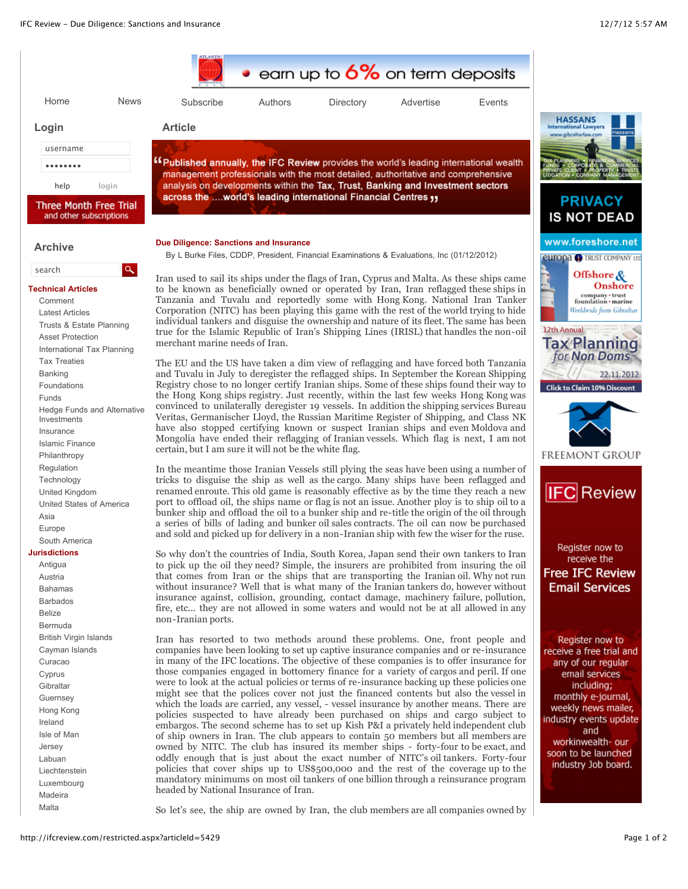## Due Diligence: Sanctions and Insurance

By L Burke Files, CDDP, President, Financial Examinations & Evaluations, Inc (01/12/2012)

Iran used to sail its ships under the flags of Iran, Cyprus and Malta. As these ships came to be known as beneficially owned or operated by Iran, Iran reflagged these ships in Tanzania and Tuvalu and reportedly some with Hong Kong. National Iran Tanker Corporation (NITC) has been playing this game with the rest of the world trying to hide individual tankers and disguise the ownership and nature of its fleet. The same has been true for the Islamic Republic of Iran's Shipping Lines (IRISL) that handles the non-oil merchant marine needs of Iran.

The EU and the US have taken a dim view of reflagging and have forced both Tanzania and Tuvalu in July to deregister the reflagged ships. In September the Korean Shipping Registry chose to no longer certify Iranian ships. Some of these ships found their way to the Hong Kong ships registry. Just recently, within the last few weeks Hong Kong was convinced to unilaterally deregister 19 vessels. In addition the shipping services Bureau Veritas, Germanischer Lloyd, the Russian Maritime Register of Shipping, and Class NK have also stopped certifying known or suspect Iranian ships and even Moldova and Mongolia have ended their reflagging of Iranian vessels. Which flag is next, I am not certain, but I am sure it will not be the white flag.

In the meantime those Iranian Vessels still plying the seas have been using a number of tricks to disguise the ship as well as the cargo. Many ships have been reflagged and renamed enroute. This old game is reasonably effective as by the time they reach a new port to offload oil, the ships name or flag is not an issue. Another ploy is to ship oil to a bunker ship and offload the oil to a bunker ship and re-title the origin of the oil through a series of bills of lading and bunker oil sales contracts. The oil can now be purchased and sold and picked up for delivery in a non-Iranian ship with few the wiser for the ruse.

So why don't the countries of India, South Korea, Japan send their own tankers to Iran to pick up the oil they need? Simple, the insurers are prohibited from insuring the oil that comes from Iran or the ships that are transporting the Iranian oil. Why not run without insurance? Well that is what many of the Iranian tankers do, however without insurance against, collision, grounding, contact damage, machinery failure, pollution, fire, etc... they are not allowed in some waters and would not be at all allowed in any non-Iranian ports.

Iran has resorted to two methods around these problems. One, front people and companies have been looking to set up captive insurance companies and or re-insurance in many of the IFC locations. The objective of these companies is to offer insurance for those companies engaged in bottomery finance for a variety of cargos and peril. If one were to look at the actual policies or terms of re-insurance backing up these policies one might see that the polices cover not just the financed contents but also the vessel in which the loads are carried, any vessel, - vessel insurance by another means. There are policies suspected to have already been purchased on ships and cargo subject to embargos. The second scheme has to set up Kish P&I a privately held independent club of ship owners in Iran. The club appears to contain 50 members but all members are owned by NITC. The club has insured its member ships - forty-four to be exact, and oddly enough that is just about the exact number of NITC's oil tankers. Forty-four policies that cover ships up to US$500,000 and the rest of the coverage up to the mandatory minimums on most oil tankers of one billion through a reinsurance program headed by National Insurance of Iran.

So let's see, the ship are owned by Iran, the club members are all companies owned by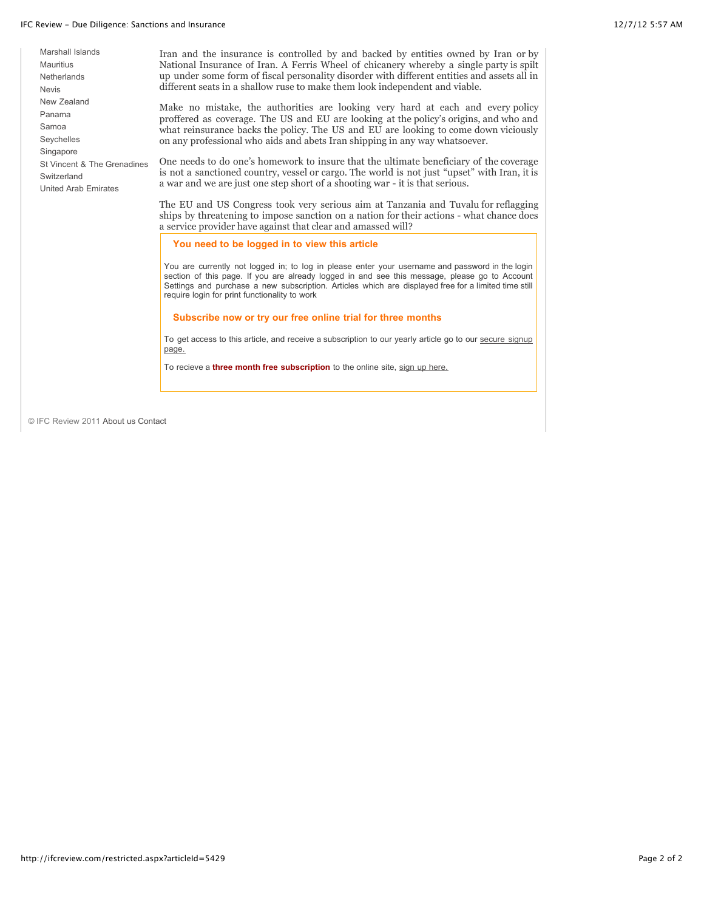Marshall Islands
Mauritius
Netherlands
Nevis
New Zealand
Panama
Samoa
Seychelles
Singapore
St Vincent & The Grenadines
Switzerland
United Arab Emirates

Iran and the insurance is controlled by and backed by entities owned by Iran or by National Insurance of Iran. A Ferris Wheel of chicanery whereby a single party is spilt up under some form of fiscal personality disorder with different entities and assets all in different seats in a shallow ruse to make them look independent and viable.

Make no mistake, the authorities are looking very hard at each and every policy proffered as coverage. The US and EU are looking at the policy's origins, and who and what reinsurance backs the policy. The US and EU are looking to come down viciously on any professional who aids and abets Iran shipping in any way whatsoever.

One needs to do one's homework to insure that the ultimate beneficiary of the coverage is not a sanctioned country, vessel or cargo. The world is not just "upset" with Iran, it is a war and we are just one step short of a shooting war - it is that serious.

The EU and US Congress took very serious aim at Tanzania and Tuvalu for reflagging ships by threatening to impose sanction on a nation for their actions - what chance does a service provider have against that clear and amassed will?

**You need to be logged in to view this article**

You are currently not logged in; to log in please enter your username and password in the login section of this page. If you are already logged in and see this message, please go to Account Settings and purchase a new subscription. Articles which are displayed free for a limited time still require login for print functionality to work

**Subscribe now or try our free online trial for three months**

To get access to this article, and receive a subscription to our yearly article go to our secure signup page.

To recieve a **three month free subscription** to the online site, sign up here.

© IFC Review 2011 About us Contact